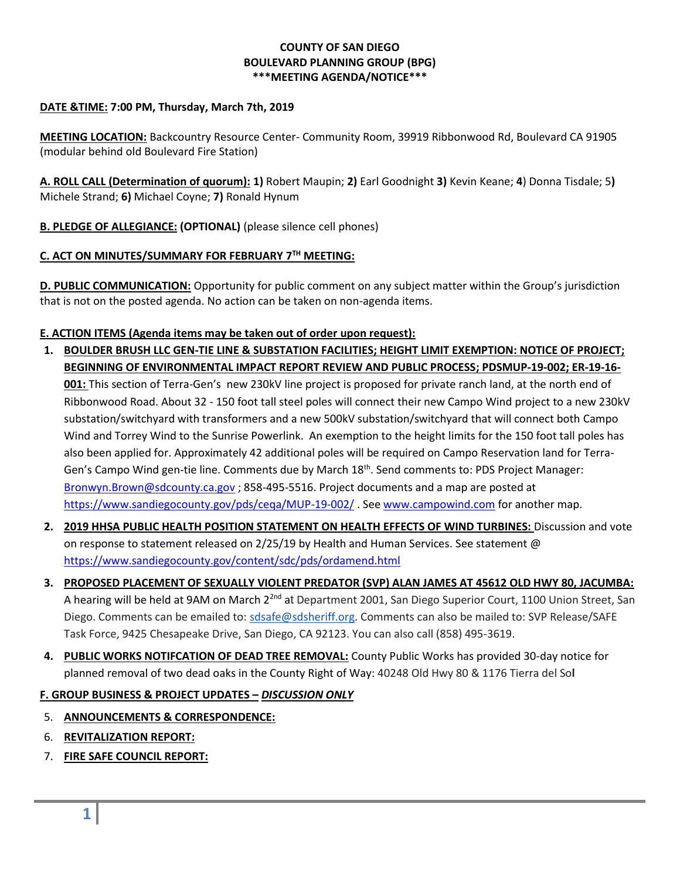**COUNTY OF SAN DIEGO**
**BOULEVARD PLANNING GROUP (BPG)**
**\*\*\*MEETING AGENDA/NOTICE\*\*\***

**DATE &TIME: 7:00 PM, Thursday, March 7th, 2019**

**MEETING LOCATION:** Backcountry Resource Center- Community Room, 39919 Ribbonwood Rd, Boulevard CA 91905 (modular behind old Boulevard Fire Station)

**A. ROLL CALL (Determination of quorum): 1)** Robert Maupin; **2)** Earl Goodnight **3)** Kevin Keane; **4**) Donna Tisdale; 5**)** Michele Strand; **6)** Michael Coyne; **7)** Ronald Hynum

**B. PLEDGE OF ALLEGIANCE: (OPTIONAL)** (please silence cell phones)

**C. ACT ON MINUTES/SUMMARY FOR FEBRUARY 7TH MEETING:**

**D. PUBLIC COMMUNICATION:** Opportunity for public comment on any subject matter within the Group's jurisdiction that is not on the posted agenda. No action can be taken on non-agenda items.

**E. ACTION ITEMS (Agenda items may be taken out of order upon request):**

1. **BOULDER BRUSH LLC GEN-TIE LINE & SUBSTATION FACILITIES; HEIGHT LIMIT EXEMPTION: NOTICE OF PROJECT; BEGINNING OF ENVIRONMENTAL IMPACT REPORT REVIEW AND PUBLIC PROCESS; PDSMUP-19-002; ER-19-16-001:** This section of Terra-Gen's new 230kV line project is proposed for private ranch land, at the north end of Ribbonwood Road. About 32 - 150 foot tall steel poles will connect their new Campo Wind project to a new 230kV substation/switchyard with transformers and a new 500kV substation/switchyard that will connect both Campo Wind and Torrey Wind to the Sunrise Powerlink. An exemption to the height limits for the 150 foot tall poles has also been applied for. Approximately 42 additional poles will be required on Campo Reservation land for Terra-Gen's Campo Wind gen-tie line. Comments due by March 18th. Send comments to: PDS Project Manager: Bronwyn.Brown@sdcounty.ca.gov ; 858-495-5516. Project documents and a map are posted at https://www.sandiegocounty.gov/pds/ceqa/MUP-19-002/ . See www.campowind.com for another map.
2. **2019 HHSA PUBLIC HEALTH POSITION STATEMENT ON HEALTH EFFECTS OF WIND TURBINES:** Discussion and vote on response to statement released on 2/25/19 by Health and Human Services. See statement @ https://www.sandiegocounty.gov/content/sdc/pds/ordamend.html
3. **PROPOSED PLACEMENT OF SEXUALLY VIOLENT PREDATOR (SVP) ALAN JAMES AT 45612 OLD HWY 80, JACUMBA:** A hearing will be held at 9AM on March 2[2nd] at Department 2001, San Diego Superior Court, 1100 Union Street, San Diego. Comments can be emailed to: sdsafe@sdsheriff.org. Comments can also be mailed to: SVP Release/SAFE Task Force, 9425 Chesapeake Drive, San Diego, CA 92123. You can also call (858) 495-3619.
4. **PUBLIC WORKS NOTIFCATION OF DEAD TREE REMOVAL:** County Public Works has provided 30-day notice for planned removal of two dead oaks in the County Right of Way: 40248 Old Hwy 80 & 1176 Tierra del Sol

**F. GROUP BUSINESS & PROJECT UPDATES – *DISCUSSION ONLY***

5. **ANNOUNCEMENTS & CORRESPONDENCE:**
6. **REVITALIZATION REPORT:**
7. **FIRE SAFE COUNCIL REPORT:**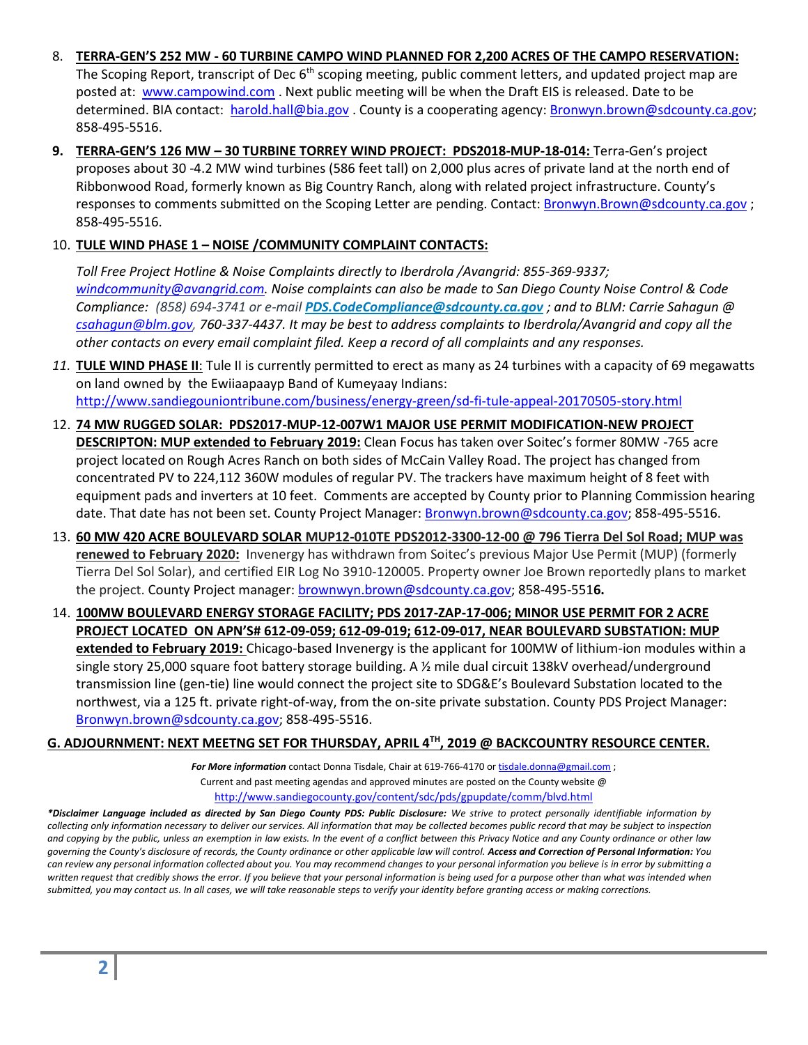8. **TERRA-GEN'S 252 MW - 60 TURBINE CAMPO WIND PLANNED FOR 2,200 ACRES OF THE CAMPO RESERVATION:** The Scoping Report, transcript of Dec 6th scoping meeting, public comment letters, and updated project map are posted at: www.campowind.com . Next public meeting will be when the Draft EIS is released. Date to be determined. BIA contact: harold.hall@bia.gov . County is a cooperating agency: Bronwyn.brown@sdcounty.ca.gov; 858-495-5516.

9. **TERRA-GEN'S 126 MW – 30 TURBINE TORREY WIND PROJECT: PDS2018-MUP-18-014:** Terra-Gen's project proposes about 30 -4.2 MW wind turbines (586 feet tall) on 2,000 plus acres of private land at the north end of Ribbonwood Road, formerly known as Big Country Ranch, along with related project infrastructure. County's responses to comments submitted on the Scoping Letter are pending. Contact: Bronwyn.Brown@sdcounty.ca.gov ; 858-495-5516.

10. **TULE WIND PHASE 1 – NOISE /COMMUNITY COMPLAINT CONTACTS:**

    *Toll Free Project Hotline & Noise Complaints directly to Iberdrola /Avangrid: 855-369-9337; windcommunity@avangrid.com. Noise complaints can also be made to San Diego County Noise Control & Code Compliance: (858) 694-3741 or e-mail **PDS.CodeCompliance@sdcounty.ca.gov** ; and to BLM: Carrie Sahagun @ csahagun@blm.gov, 760-337-4437. It may be best to address complaints to Iberdrola/Avangrid and copy all the other contacts on every email complaint filed. Keep a record of all complaints and any responses.*

11. **TULE WIND PHASE II**: Tule II is currently permitted to erect as many as 24 turbines with a capacity of 69 megawatts on land owned by the Ewiiaapaayp Band of Kumeyaay Indians: http://www.sandiegouniontribune.com/business/energy-green/sd-fi-tule-appeal-20170505-story.html

12. **74 MW RUGGED SOLAR: PDS2017-MUP-12-007W1 MAJOR USE PERMIT MODIFICATION-NEW PROJECT DESCRIPTON: MUP extended to February 2019:** Clean Focus has taken over Soitec's former 80MW -765 acre project located on Rough Acres Ranch on both sides of McCain Valley Road. The project has changed from concentrated PV to 224,112 360W modules of regular PV. The trackers have maximum height of 8 feet with equipment pads and inverters at 10 feet. Comments are accepted by County prior to Planning Commission hearing date. That date has not been set. County Project Manager: Bronwyn.brown@sdcounty.ca.gov; 858-495-5516.

13. **60 MW 420 ACRE BOULEVARD SOLAR MUP12-010TE PDS2012-3300-12-00 @ 796 Tierra Del Sol Road; MUP was renewed to February 2020:** Invenergy has withdrawn from Soitec's previous Major Use Permit (MUP) (formerly Tierra Del Sol Solar), and certified EIR Log No 3910-120005. Property owner Joe Brown reportedly plans to market the project. County Project manager: brownwyn.brown@sdcounty.ca.gov; 858-495-551**6.**

14. **100MW BOULEVARD ENERGY STORAGE FACILITY; PDS 2017-ZAP-17-006; MINOR USE PERMIT FOR 2 ACRE PROJECT LOCATED ON APN'S# 612-09-059; 612-09-019; 612-09-017, NEAR BOULEVARD SUBSTATION: MUP extended to February 2019:** Chicago-based Invenergy is the applicant for 100MW of lithium-ion modules within a single story 25,000 square foot battery storage building. A ½ mile dual circuit 138kV overhead/underground transmission line (gen-tie) line would connect the project site to SDG&E's Boulevard Substation located to the northwest, via a 125 ft. private right-of-way, from the on-site private substation. County PDS Project Manager: Bronwyn.brown@sdcounty.ca.gov; 858-495-5516.

**G. ADJOURNMENT: NEXT MEETNG SET FOR THURSDAY, APRIL 4TH, 2019 @ BACKCOUNTRY RESOURCE CENTER.**

***For More information*** contact Donna Tisdale, Chair at 619-766-4170 or tisdale.donna@gmail.com ;
Current and past meeting agendas and approved minutes are posted on the County website @
http://www.sandiegocounty.gov/content/sdc/pds/gpupdate/comm/blvd.html

****Disclaimer Language included as directed by San Diego County PDS: Public Disclosure:*** *We strive to protect personally identifiable information by collecting only information necessary to deliver our services. All information that may be collected becomes public record that may be subject to inspection and copying by the public, unless an exemption in law exists. In the event of a conflict between this Privacy Notice and any County ordinance or other law governing the County's disclosure of records, the County ordinance or other applicable law will control.* ***Access and Correction of Personal Information:*** *You can review any personal information collected about you. You may recommend changes to your personal information you believe is in error by submitting a written request that credibly shows the error. If you believe that your personal information is being used for a purpose other than what was intended when submitted, you may contact us. In all cases, we will take reasonable steps to verify your identity before granting access or making corrections.*